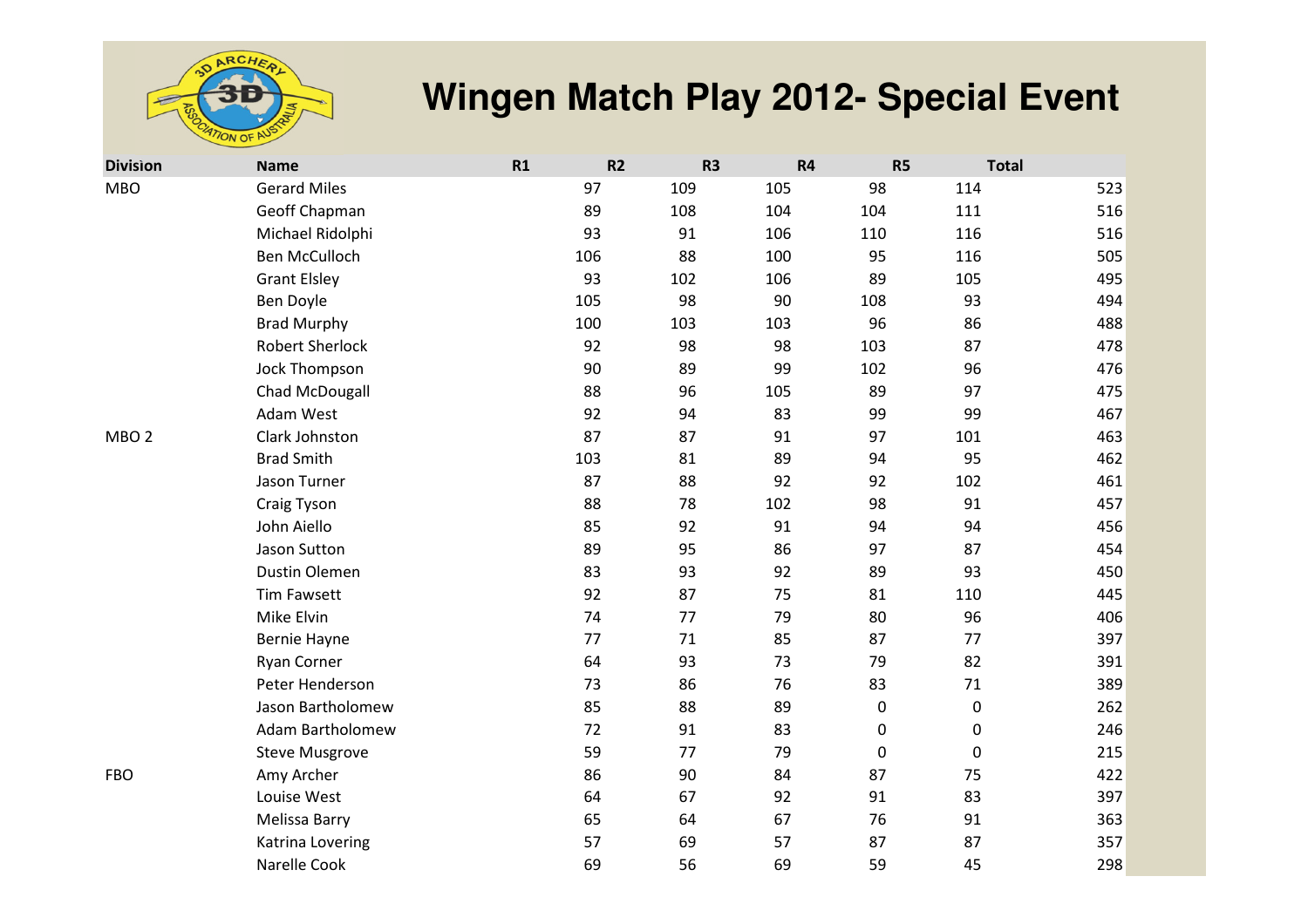# Wingen Match Play 2012- Special Event

| Division | Name | R1 | R2 | R3 | R4 | R5 | Total |
|---|---|---|---|---|---|---|---|
| MBO | Gerard Miles | 97 | 109 | 105 | 98 | 114 | 523 |
| | Geoff Chapman | 89 | 108 | 104 | 104 | 111 | 516 |
| | Michael Ridolphi | 93 | 91 | 106 | 110 | 116 | 516 |
| | Ben McCulloch | 106 | 88 | 100 | 95 | 116 | 505 |
| | Grant Elsley | 93 | 102 | 106 | 89 | 105 | 495 |
| | Ben Doyle | 105 | 98 | 90 | 108 | 93 | 494 |
| | Brad Murphy | 100 | 103 | 103 | 96 | 86 | 488 |
| | Robert Sherlock | 92 | 98 | 98 | 103 | 87 | 478 |
| | Jock Thompson | 90 | 89 | 99 | 102 | 96 | 476 |
| | Chad McDougall | 88 | 96 | 105 | 89 | 97 | 475 |
| | Adam West | 92 | 94 | 83 | 99 | 99 | 467 |
| MBO 2 | Clark Johnston | 87 | 87 | 91 | 97 | 101 | 463 |
| | Brad Smith | 103 | 81 | 89 | 94 | 95 | 462 |
| | Jason Turner | 87 | 88 | 92 | 92 | 102 | 461 |
| | Craig Tyson | 88 | 78 | 102 | 98 | 91 | 457 |
| | John Aiello | 85 | 92 | 91 | 94 | 94 | 456 |
| | Jason Sutton | 89 | 95 | 86 | 97 | 87 | 454 |
| | Dustin Olemen | 83 | 93 | 92 | 89 | 93 | 450 |
| | Tim Fawsett | 92 | 87 | 75 | 81 | 110 | 445 |
| | Mike Elvin | 74 | 77 | 79 | 80 | 96 | 406 |
| | Bernie Hayne | 77 | 71 | 85 | 87 | 77 | 397 |
| | Ryan Corner | 64 | 93 | 73 | 79 | 82 | 391 |
| | Peter Henderson | 73 | 86 | 76 | 83 | 71 | 389 |
| | Jason Bartholomew | 85 | 88 | 89 | 0 | 0 | 262 |
| | Adam Bartholomew | 72 | 91 | 83 | 0 | 0 | 246 |
| | Steve Musgrove | 59 | 77 | 79 | 0 | 0 | 215 |
| FBO | Amy Archer | 86 | 90 | 84 | 87 | 75 | 422 |
| | Louise West | 64 | 67 | 92 | 91 | 83 | 397 |
| | Melissa Barry | 65 | 64 | 67 | 76 | 91 | 363 |
| | Katrina Lovering | 57 | 69 | 57 | 87 | 87 | 357 |
| | Narelle Cook | 69 | 56 | 69 | 59 | 45 | 298 |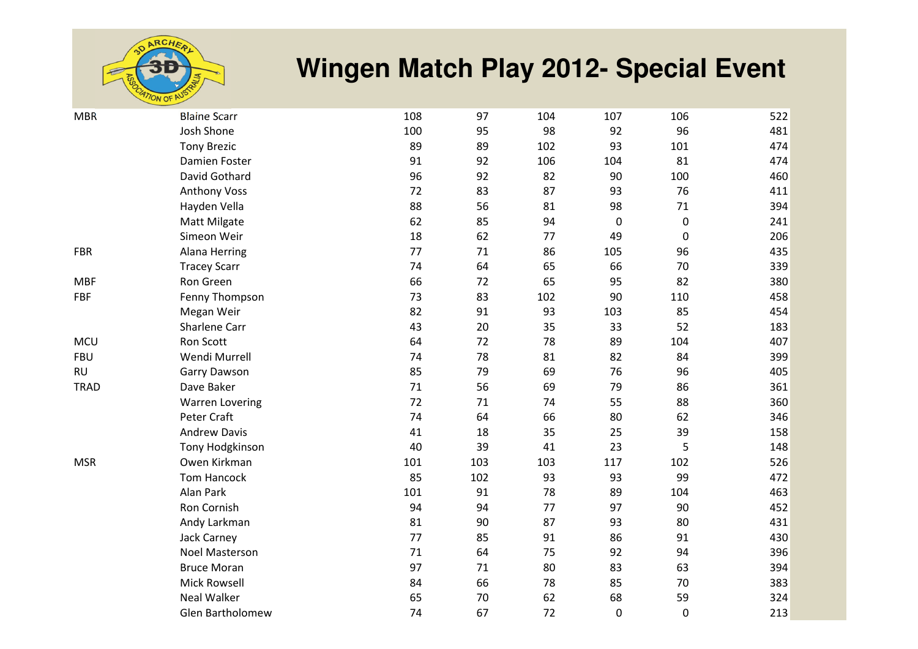# Wingen Match Play 2012- Special Event

| | | | | | | | |
|---|---|---|---|---|---|---|---|
| MBR | Blaine Scarr | 108 | 97 | 104 | 107 | 106 | 522 |
| | Josh Shone | 100 | 95 | 98 | 92 | 96 | 481 |
| | Tony Brezic | 89 | 89 | 102 | 93 | 101 | 474 |
| | Damien Foster | 91 | 92 | 106 | 104 | 81 | 474 |
| | David Gothard | 96 | 92 | 82 | 90 | 100 | 460 |
| | Anthony Voss | 72 | 83 | 87 | 93 | 76 | 411 |
| | Hayden Vella | 88 | 56 | 81 | 98 | 71 | 394 |
| | Matt Milgate | 62 | 85 | 94 | 0 | 0 | 241 |
| | Simeon Weir | 18 | 62 | 77 | 49 | 0 | 206 |
| FBR | Alana Herring | 77 | 71 | 86 | 105 | 96 | 435 |
| | Tracey Scarr | 74 | 64 | 65 | 66 | 70 | 339 |
| MBF | Ron Green | 66 | 72 | 65 | 95 | 82 | 380 |
| FBF | Fenny Thompson | 73 | 83 | 102 | 90 | 110 | 458 |
| | Megan Weir | 82 | 91 | 93 | 103 | 85 | 454 |
| | Sharlene Carr | 43 | 20 | 35 | 33 | 52 | 183 |
| MCU | Ron Scott | 64 | 72 | 78 | 89 | 104 | 407 |
| FBU | Wendi Murrell | 74 | 78 | 81 | 82 | 84 | 399 |
| RU | Garry Dawson | 85 | 79 | 69 | 76 | 96 | 405 |
| TRAD | Dave Baker | 71 | 56 | 69 | 79 | 86 | 361 |
| | Warren Lovering | 72 | 71 | 74 | 55 | 88 | 360 |
| | Peter Craft | 74 | 64 | 66 | 80 | 62 | 346 |
| | Andrew Davis | 41 | 18 | 35 | 25 | 39 | 158 |
| | Tony Hodgkinson | 40 | 39 | 41 | 23 | 5 | 148 |
| MSR | Owen Kirkman | 101 | 103 | 103 | 117 | 102 | 526 |
| | Tom Hancock | 85 | 102 | 93 | 93 | 99 | 472 |
| | Alan Park | 101 | 91 | 78 | 89 | 104 | 463 |
| | Ron Cornish | 94 | 94 | 77 | 97 | 90 | 452 |
| | Andy Larkman | 81 | 90 | 87 | 93 | 80 | 431 |
| | Jack Carney | 77 | 85 | 91 | 86 | 91 | 430 |
| | Noel Masterson | 71 | 64 | 75 | 92 | 94 | 396 |
| | Bruce Moran | 97 | 71 | 80 | 83 | 63 | 394 |
| | Mick Rowsell | 84 | 66 | 78 | 85 | 70 | 383 |
| | Neal Walker | 65 | 70 | 62 | 68 | 59 | 324 |
| | Glen Bartholomew | 74 | 67 | 72 | 0 | 0 | 213 |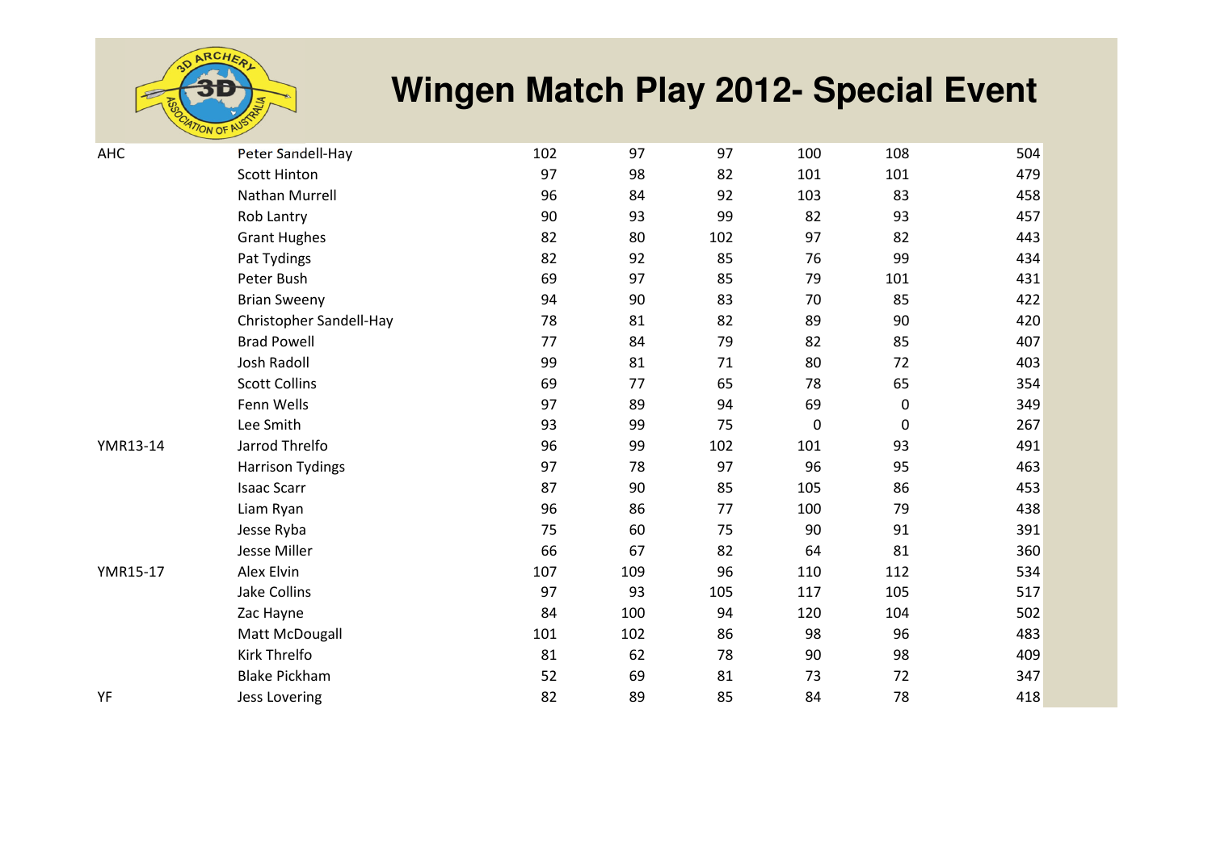# Wingen Match Play 2012- Special Event

| | | | | | | | |
|---|---|---|---|---|---|---|---|
| AHC | Peter Sandell-Hay | 102 | 97 | 97 | 100 | 108 | 504 |
| | Scott Hinton | 97 | 98 | 82 | 101 | 101 | 479 |
| | Nathan Murrell | 96 | 84 | 92 | 103 | 83 | 458 |
| | Rob Lantry | 90 | 93 | 99 | 82 | 93 | 457 |
| | Grant Hughes | 82 | 80 | 102 | 97 | 82 | 443 |
| | Pat Tydings | 82 | 92 | 85 | 76 | 99 | 434 |
| | Peter Bush | 69 | 97 | 85 | 79 | 101 | 431 |
| | Brian Sweeny | 94 | 90 | 83 | 70 | 85 | 422 |
| | Christopher Sandell-Hay | 78 | 81 | 82 | 89 | 90 | 420 |
| | Brad Powell | 77 | 84 | 79 | 82 | 85 | 407 |
| | Josh Radoll | 99 | 81 | 71 | 80 | 72 | 403 |
| | Scott Collins | 69 | 77 | 65 | 78 | 65 | 354 |
| | Fenn Wells | 97 | 89 | 94 | 69 | 0 | 349 |
| | Lee Smith | 93 | 99 | 75 | 0 | 0 | 267 |
| YMR13-14 | Jarrod Threlfo | 96 | 99 | 102 | 101 | 93 | 491 |
| | Harrison Tydings | 97 | 78 | 97 | 96 | 95 | 463 |
| | Isaac Scarr | 87 | 90 | 85 | 105 | 86 | 453 |
| | Liam Ryan | 96 | 86 | 77 | 100 | 79 | 438 |
| | Jesse Ryba | 75 | 60 | 75 | 90 | 91 | 391 |
| | Jesse Miller | 66 | 67 | 82 | 64 | 81 | 360 |
| YMR15-17 | Alex Elvin | 107 | 109 | 96 | 110 | 112 | 534 |
| | Jake Collins | 97 | 93 | 105 | 117 | 105 | 517 |
| | Zac Hayne | 84 | 100 | 94 | 120 | 104 | 502 |
| | Matt McDougall | 101 | 102 | 86 | 98 | 96 | 483 |
| | Kirk Threlfo | 81 | 62 | 78 | 90 | 98 | 409 |
| | Blake Pickham | 52 | 69 | 81 | 73 | 72 | 347 |
| YF | Jess Lovering | 82 | 89 | 85 | 84 | 78 | 418 |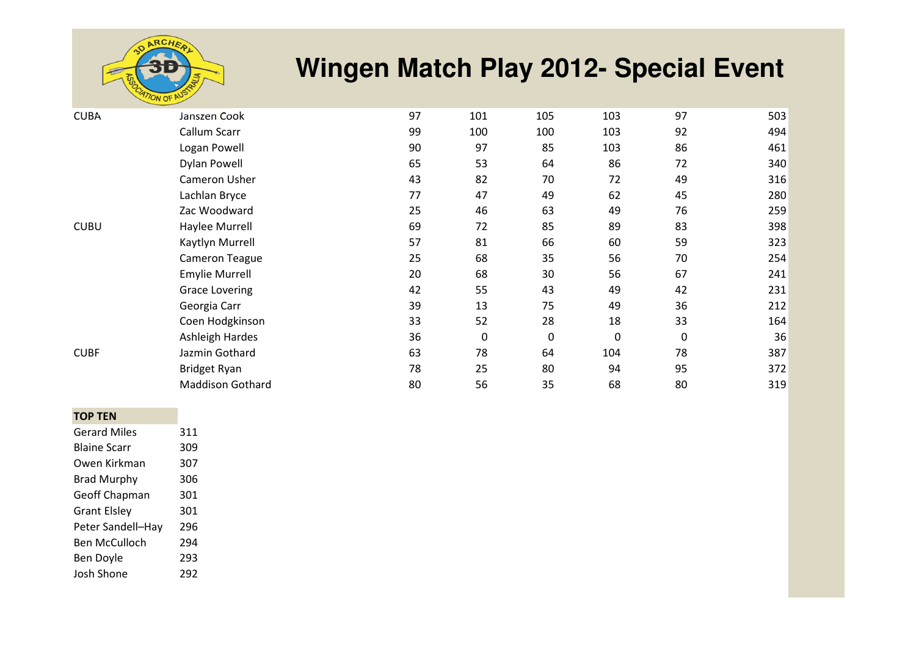# Wingen Match Play 2012- Special Event

| | | | | | | | |
|---|---|---|---|---|---|---|---|
| CUBA | Janszen Cook | 97 | 101 | 105 | 103 | 97 | 503 |
| | Callum Scarr | 99 | 100 | 100 | 103 | 92 | 494 |
| | Logan Powell | 90 | 97 | 85 | 103 | 86 | 461 |
| | Dylan Powell | 65 | 53 | 64 | 86 | 72 | 340 |
| | Cameron Usher | 43 | 82 | 70 | 72 | 49 | 316 |
| | Lachlan Bryce | 77 | 47 | 49 | 62 | 45 | 280 |
| | Zac Woodward | 25 | 46 | 63 | 49 | 76 | 259 |
| CUBU | Haylee Murrell | 69 | 72 | 85 | 89 | 83 | 398 |
| | Kaytlyn Murrell | 57 | 81 | 66 | 60 | 59 | 323 |
| | Cameron Teague | 25 | 68 | 35 | 56 | 70 | 254 |
| | Emylie Murrell | 20 | 68 | 30 | 56 | 67 | 241 |
| | Grace Lovering | 42 | 55 | 43 | 49 | 42 | 231 |
| | Georgia Carr | 39 | 13 | 75 | 49 | 36 | 212 |
| | Coen Hodgkinson | 33 | 52 | 28 | 18 | 33 | 164 |
| | Ashleigh Hardes | 36 | 0 | 0 | 0 | 0 | 36 |
| CUBF | Jazmin Gothard | 63 | 78 | 64 | 104 | 78 | 387 |
| | Bridget Ryan | 78 | 25 | 80 | 94 | 95 | 372 |
| | Maddison Gothard | 80 | 56 | 35 | 68 | 80 | 319 |

| TOP TEN | |
|---|---|
| Gerard Miles | 311 |
| Blaine Scarr | 309 |
| Owen Kirkman | 307 |
| Brad Murphy | 306 |
| Geoff Chapman | 301 |
| Grant Elsley | 301 |
| Peter Sandell–Hay | 296 |
| Ben McCulloch | 294 |
| Ben Doyle | 293 |
| Josh Shone | 292 |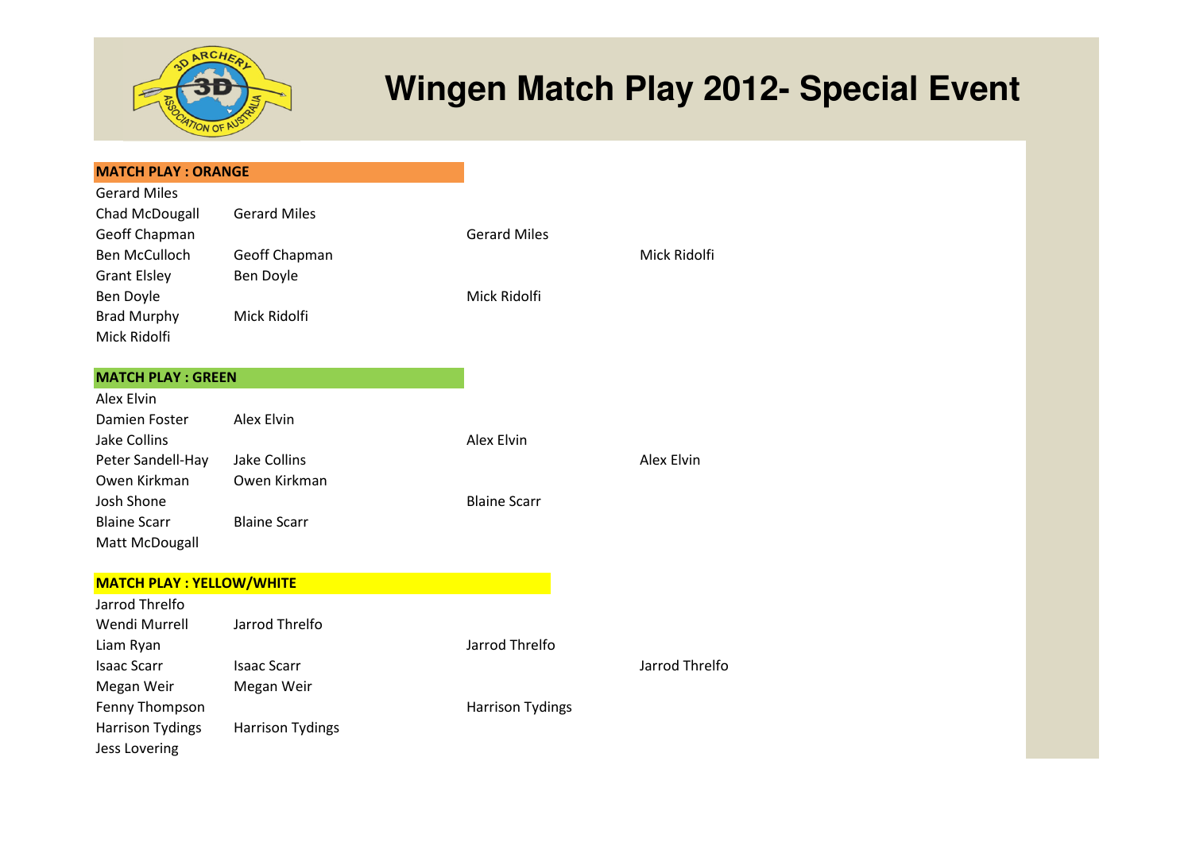# Wingen Match Play 2012- Special Event

## MATCH PLAY : ORANGE

| | | | |
|---|---|---|---|
| Gerard Miles | | | |
| Chad McDougall | Gerard Miles | | |
| Geoff Chapman | | Gerard Miles | |
| Ben McCulloch | Geoff Chapman | | Mick Ridolfi |
| Grant Elsley | Ben Doyle | | |
| Ben Doyle | | Mick Ridolfi | |
| Brad Murphy | Mick Ridolfi | | |
| Mick Ridolfi | | | |

## MATCH PLAY : GREEN

| | | | |
|---|---|---|---|
| Alex Elvin | | | |
| Damien Foster | Alex Elvin | | |
| Jake Collins | | Alex Elvin | |
| Peter Sandell-Hay | Jake Collins | | Alex Elvin |
| Owen Kirkman | Owen Kirkman | | |
| Josh Shone | | Blaine Scarr | |
| Blaine Scarr | Blaine Scarr | | |
| Matt McDougall | | | |

## MATCH PLAY : YELLOW/WHITE

| | | | |
|---|---|---|---|
| Jarrod Threlfo | | | |
| Wendi Murrell | Jarrod Threlfo | | |
| Liam Ryan | | Jarrod Threlfo | |
| Isaac Scarr | Isaac Scarr | | Jarrod Threlfo |
| Megan Weir | Megan Weir | | |
| Fenny Thompson | | Harrison Tydings | |
| Harrison Tydings | Harrison Tydings | | |
| Jess Lovering | | | |